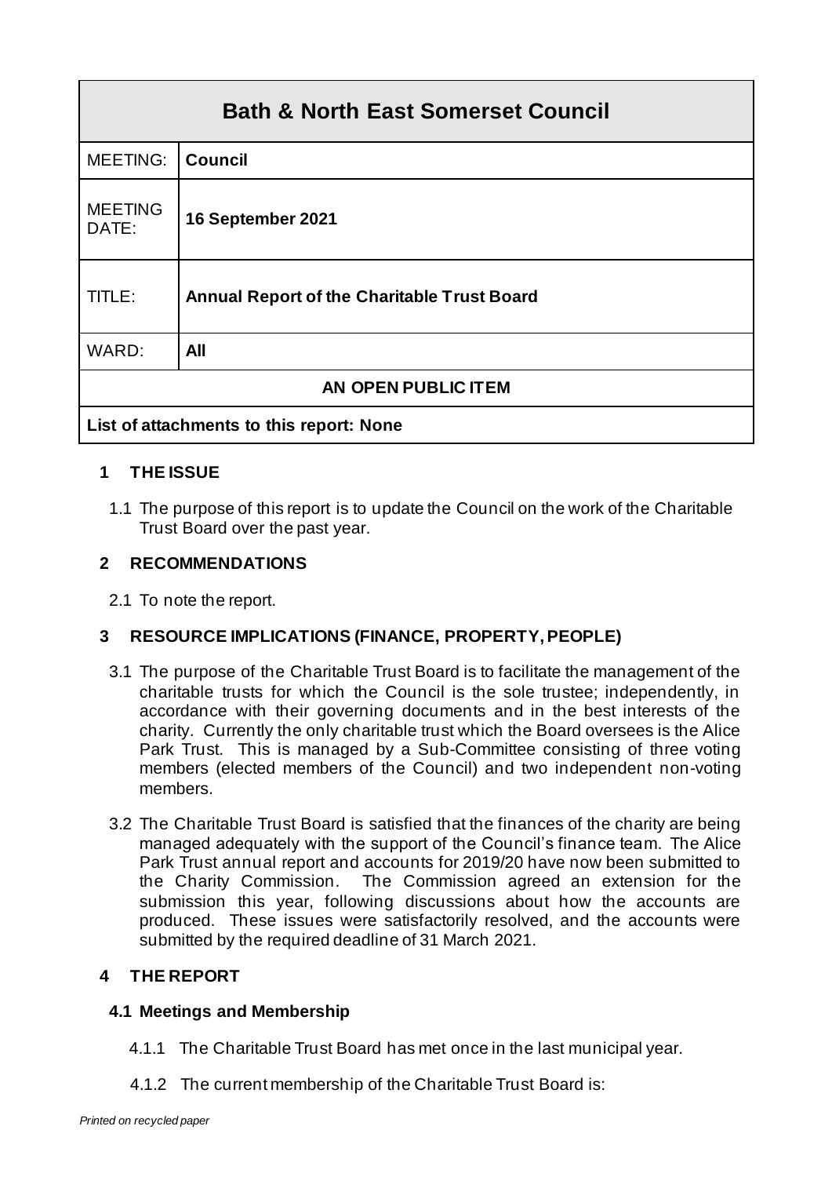| Bath & North East Somerset Council | |
|---|---|
| MEETING: | **Council** |
| MEETING DATE: | **16 September 2021** |
| TITLE: | **Annual Report of the Charitable Trust Board** |
| WARD: | **All** |
| **AN OPEN PUBLIC ITEM** | |
| **List of attachments to this report: None** | |

## 1 THE ISSUE

1.1 The purpose of this report is to update the Council on the work of the Charitable Trust Board over the past year.

## 2 RECOMMENDATIONS

2.1 To note the report.

## 3 RESOURCE IMPLICATIONS (FINANCE, PROPERTY, PEOPLE)

3.1 The purpose of the Charitable Trust Board is to facilitate the management of the charitable trusts for which the Council is the sole trustee; independently, in accordance with their governing documents and in the best interests of the charity. Currently the only charitable trust which the Board oversees is the Alice Park Trust. This is managed by a Sub-Committee consisting of three voting members (elected members of the Council) and two independent non-voting members.

3.2 The Charitable Trust Board is satisfied that the finances of the charity are being managed adequately with the support of the Council's finance team. The Alice Park Trust annual report and accounts for 2019/20 have now been submitted to the Charity Commission. The Commission agreed an extension for the submission this year, following discussions about how the accounts are produced. These issues were satisfactorily resolved, and the accounts were submitted by the required deadline of 31 March 2021.

## 4 THE REPORT

### 4.1 Meetings and Membership

4.1.1 The Charitable Trust Board has met once in the last municipal year.

4.1.2 The current membership of the Charitable Trust Board is: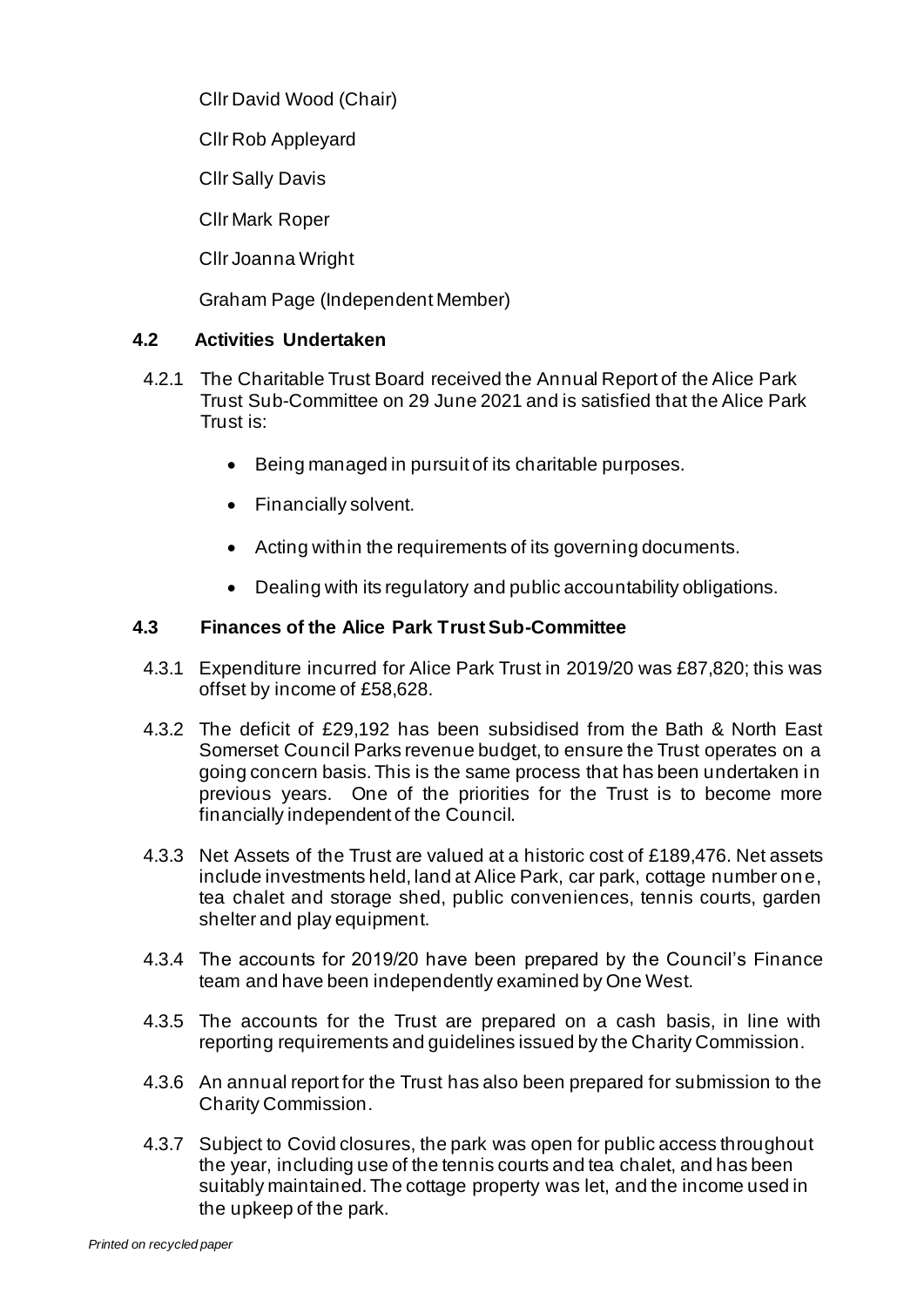Cllr David Wood (Chair)

Cllr Rob Appleyard

Cllr Sally Davis

Cllr Mark Roper

Cllr Joanna Wright

Graham Page (Independent Member)

### 4.2 Activities Undertaken

4.2.1 The Charitable Trust Board received the Annual Report of the Alice Park Trust Sub-Committee on 29 June 2021 and is satisfied that the Alice Park Trust is:

- Being managed in pursuit of its charitable purposes.
- Financially solvent.
- Acting within the requirements of its governing documents.
- Dealing with its regulatory and public accountability obligations.

### 4.3 Finances of the Alice Park Trust Sub-Committee

4.3.1 Expenditure incurred for Alice Park Trust in 2019/20 was £87,820; this was offset by income of £58,628.

4.3.2 The deficit of £29,192 has been subsidised from the Bath & North East Somerset Council Parks revenue budget, to ensure the Trust operates on a going concern basis. This is the same process that has been undertaken in previous years. One of the priorities for the Trust is to become more financially independent of the Council.

4.3.3 Net Assets of the Trust are valued at a historic cost of £189,476. Net assets include investments held, land at Alice Park, car park, cottage number one, tea chalet and storage shed, public conveniences, tennis courts, garden shelter and play equipment.

4.3.4 The accounts for 2019/20 have been prepared by the Council's Finance team and have been independently examined by One West.

4.3.5 The accounts for the Trust are prepared on a cash basis, in line with reporting requirements and guidelines issued by the Charity Commission.

4.3.6 An annual report for the Trust has also been prepared for submission to the Charity Commission.

4.3.7 Subject to Covid closures, the park was open for public access throughout the year, including use of the tennis courts and tea chalet, and has been suitably maintained. The cottage property was let, and the income used in the upkeep of the park.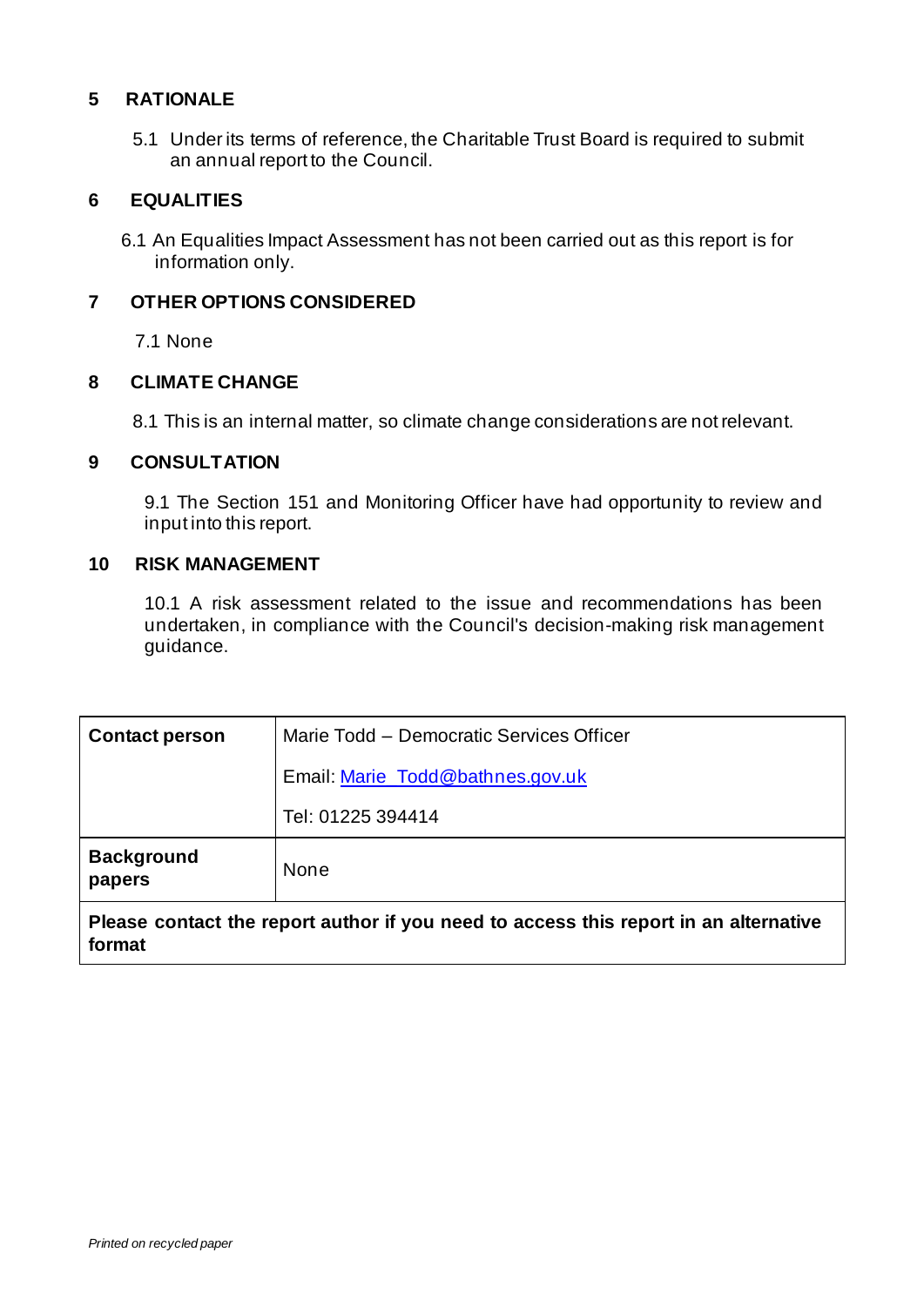## 5 RATIONALE

5.1 Under its terms of reference, the Charitable Trust Board is required to submit an annual report to the Council.

## 6 EQUALITIES

6.1 An Equalities Impact Assessment has not been carried out as this report is for information only.

## 7 OTHER OPTIONS CONSIDERED

7.1 None

## 8 CLIMATE CHANGE

8.1 This is an internal matter, so climate change considerations are not relevant.

## 9 CONSULTATION

9.1 The Section 151 and Monitoring Officer have had opportunity to review and input into this report.

## 10 RISK MANAGEMENT

10.1 A risk assessment related to the issue and recommendations has been undertaken, in compliance with the Council's decision-making risk management guidance.

| | |
|---|---|
| **Contact person** | Marie Todd – Democratic Services Officer<br>Email: Marie_Todd@bathnes.gov.uk<br>Tel: 01225 394414 |
| **Background papers** | None |
| **Please contact the report author if you need to access this report in an alternative format** | |

*Printed on recycled paper*